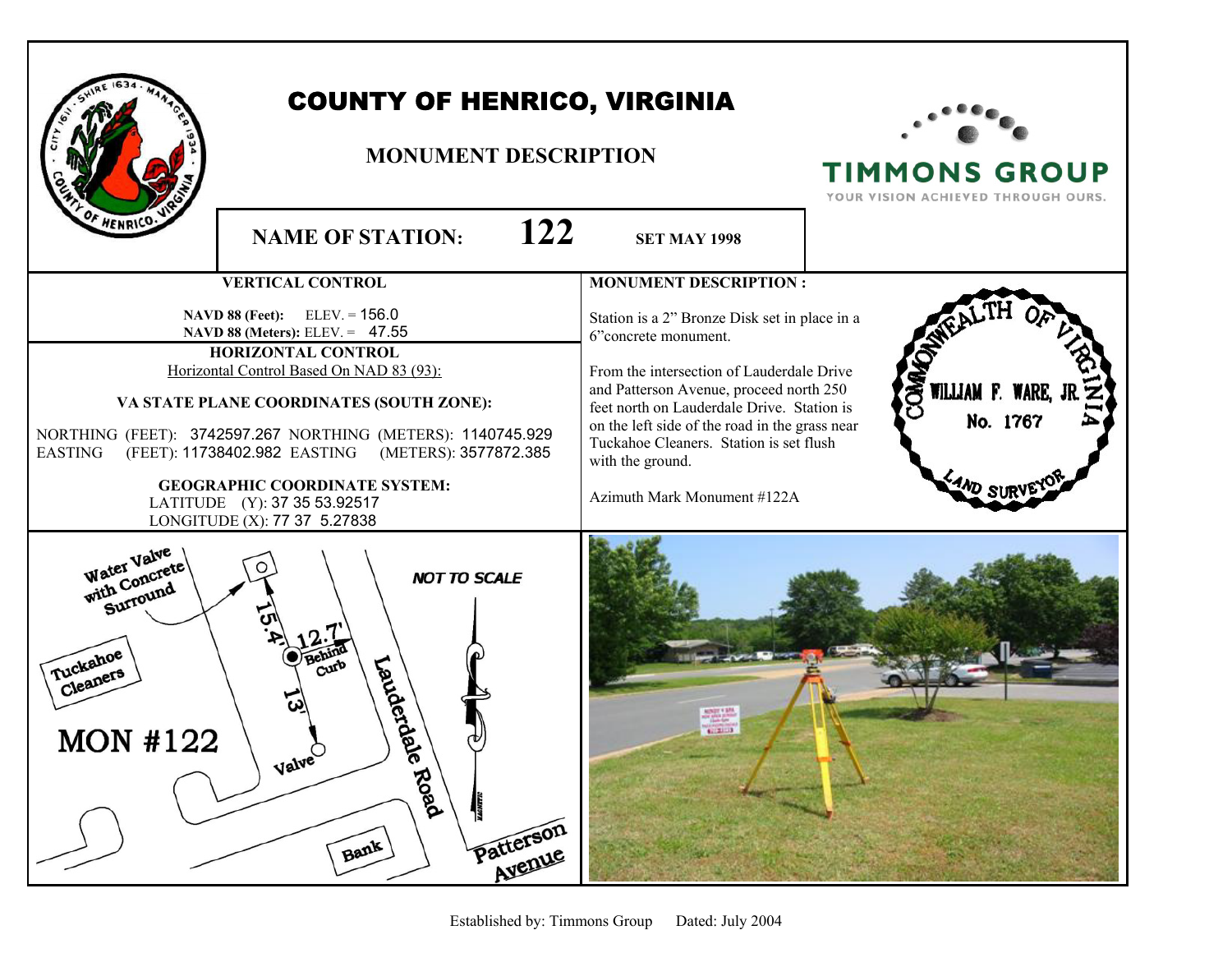# COUNTY OF HENRICO, VIRGINIA

## MONUMENT DESCRIPTION

TIMMONS GROUP
YOUR VISION ACHIEVED THROUGH OURS.

**NAME OF STATION:** **122** **SET MAY 1998**

### VERTICAL CONTROL

**NAVD 88 (Feet):** ELEV. = 156.0
**NAVD 88 (Meters):** ELEV. = 47.55

### HORIZONTAL CONTROL

Horizontal Control Based On NAD 83 (93):

**VA STATE PLANE COORDINATES (SOUTH ZONE):**

NORTHING (FEET): 3742597.267 NORTHING (METERS): 1140745.929
EASTING (FEET): 11738402.982 EASTING (METERS): 3577872.385

**GEOGRAPHIC COORDINATE SYSTEM:**

LATITUDE (Y): 37 35 53.92517
LONGITUDE (X): 77 37 5.27838

### MONUMENT DESCRIPTION :

Station is a 2" Bronze Disk set in place in a 6"concrete monument.

From the intersection of Lauderdale Drive and Patterson Avenue, proceed north 250 feet north on Lauderdale Drive. Station is on the left side of the road in the grass near Tuckahoe Cleaners. Station is set flush with the ground.

Azimuth Mark Monument #122A

COMMONWEALTH OF VIRGINIA
WILLIAM F. WARE, JR.
No. 1767
LAND SURVEYOR

Water Valve with Concrete Surround

Tuckahoe Cleaners

MON #122

15.4'

12.7' Behind Curb

13'

Valve

Lauderdale Road

NOT TO SCALE

Bank

Patterson Avenue

Established by: Timmons Group Dated: July 2004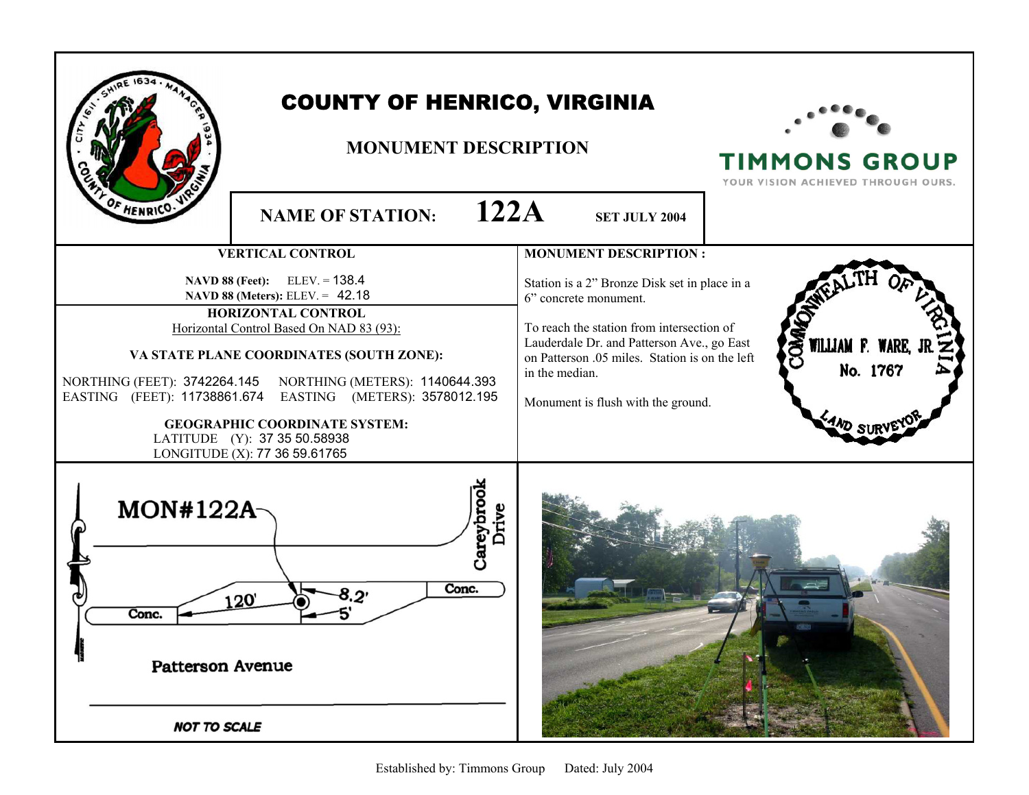# COUNTY OF HENRICO, VIRGINIA

## MONUMENT DESCRIPTION

TIMMONS GROUP
YOUR VISION ACHIEVED THROUGH OURS.

**NAME OF STATION:** **122A** **SET JULY 2004**

### VERTICAL CONTROL

**NAVD 88 (Feet):** ELEV. = 138.4
**NAVD 88 (Meters):** ELEV. = 42.18

### HORIZONTAL CONTROL

Horizontal Control Based On NAD 83 (93):

**VA STATE PLANE COORDINATES (SOUTH ZONE):**

NORTHING (FEET): 3742264.145 NORTHING (METERS): 1140644.393
EASTING (FEET): 11738861.674 EASTING (METERS): 3578012.195

**GEOGRAPHIC COORDINATE SYSTEM:**

LATITUDE (Y): 37 35 50.58938
LONGITUDE (X): 77 36 59.61765

### MONUMENT DESCRIPTION :

Station is a 2" Bronze Disk set in place in a 6" concrete monument.

To reach the station from intersection of Lauderdale Dr. and Patterson Ave., go East on Patterson .05 miles. Station is on the left in the median.

Monument is flush with the ground.

COMMONWEALTH OF VIRGINIA
WILLIAM F. WARE, JR.
No. 1767
LAND SURVEYOR

MON#122A
Careybrook Drive
Conc.
120'
8.2'
5'
Conc.
Patterson Avenue
*NOT TO SCALE*

Established by: Timmons Group Dated: July 2004